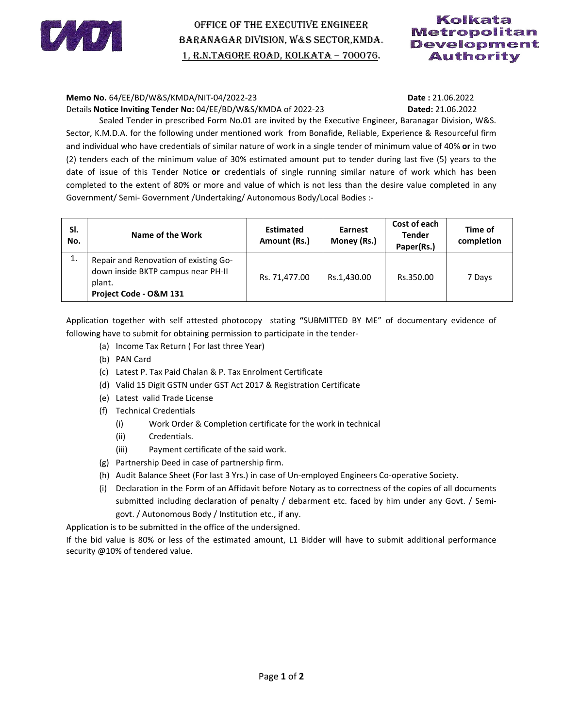# OFFICE OF THE EXECUTIVE ENGINEER
# BARANAGAR DIVISION, W&S SECTOR,KMDA.
# 1, R.N.TAGORE ROAD, KOLKATA – 700076.

Kolkata Metropolitan Development Authority

**Memo No.** 64/EE/BD/W&S/KMDA/NIT-04/2022-23 **Date :** 21.06.2022

Details **Notice Inviting Tender No:** 04/EE/BD/W&S/KMDA of 2022-23 **Dated:** 21.06.2022

Sealed Tender in prescribed Form No.01 are invited by the Executive Engineer, Baranagar Division, W&S. Sector, K.M.D.A. for the following under mentioned work from Bonafide, Reliable, Experience & Resourceful firm and individual who have credentials of similar nature of work in a single tender of minimum value of 40% **or** in two (2) tenders each of the minimum value of 30% estimated amount put to tender during last five (5) years to the date of issue of this Tender Notice **or** credentials of single running similar nature of work which has been completed to the extent of 80% or more and value of which is not less than the desire value completed in any Government/ Semi- Government /Undertaking/ Autonomous Body/Local Bodies :-

| Sl. No. | Name of the Work | Estimated Amount (Rs.) | Earnest Money (Rs.) | Cost of each Tender Paper(Rs.) | Time of completion |
|---|---|---|---|---|---|
| 1. | Repair and Renovation of existing Go-down inside BKTP campus near PH-II plant. **Project Code - O&M 131** | Rs. 71,477.00 | Rs.1,430.00 | Rs.350.00 | 7 Days |

Application together with self attested photocopy stating **"**SUBMITTED BY ME" of documentary evidence of following have to submit for obtaining permission to participate in the tender-

(a) Income Tax Return ( For last three Year)

(b) PAN Card

(c) Latest P. Tax Paid Chalan & P. Tax Enrolment Certificate

(d) Valid 15 Digit GSTN under GST Act 2017 & Registration Certificate

(e) Latest valid Trade License

(f) Technical Credentials

  (i) Work Order & Completion certificate for the work in technical

  (ii) Credentials.

  (iii) Payment certificate of the said work.

(g) Partnership Deed in case of partnership firm.

(h) Audit Balance Sheet (For last 3 Yrs.) in case of Un-employed Engineers Co-operative Society.

(i) Declaration in the Form of an Affidavit before Notary as to correctness of the copies of all documents submitted including declaration of penalty / debarment etc. faced by him under any Govt. / Semi-govt. / Autonomous Body / Institution etc., if any.

Application is to be submitted in the office of the undersigned.

If the bid value is 80% or less of the estimated amount, L1 Bidder will have to submit additional performance security @10% of tendered value.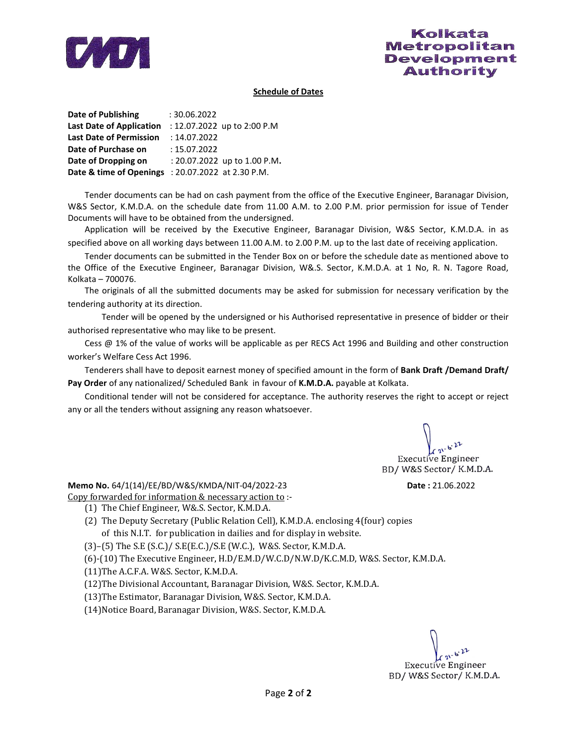Kolkata Metropolitan Development Authority

## Schedule of Dates

| | |
|---|---|
| **Date of Publishing** | : 30.06.2022 |
| **Last Date of Application** | : 12.07.2022 up to 2:00 P.M |
| **Last Date of Permission** | : 14.07.2022 |
| **Date of Purchase on** | : 15.07.2022 |
| **Date of Dropping on** | : 20.07.2022 up to 1.00 P.M**.** |
| **Date & time of Openings** | : 20.07.2022 at 2.30 P.M. |

Tender documents can be had on cash payment from the office of the Executive Engineer, Baranagar Division, W&S Sector, K.M.D.A. on the schedule date from 11.00 A.M. to 2.00 P.M. prior permission for issue of Tender Documents will have to be obtained from the undersigned.

Application will be received by the Executive Engineer, Baranagar Division, W&S Sector, K.M.D.A. in as specified above on all working days between 11.00 A.M. to 2.00 P.M. up to the last date of receiving application.

Tender documents can be submitted in the Tender Box on or before the schedule date as mentioned above to the Office of the Executive Engineer, Baranagar Division, W&.S. Sector, K.M.D.A. at 1 No, R. N. Tagore Road, Kolkata – 700076.

The originals of all the submitted documents may be asked for submission for necessary verification by the tendering authority at its direction.

Tender will be opened by the undersigned or his Authorised representative in presence of bidder or their authorised representative who may like to be present.

Cess @ 1% of the value of works will be applicable as per RECS Act 1996 and Building and other construction worker's Welfare Cess Act 1996.

Tenderers shall have to deposit earnest money of specified amount in the form of **Bank Draft /Demand Draft/ Pay Order** of any nationalized/ Scheduled Bank in favour of **K.M.D.A.** payable at Kolkata.

Conditional tender will not be considered for acceptance. The authority reserves the right to accept or reject any or all the tenders without assigning any reason whatsoever.

21-6-22
Executive Engineer
BD/ W&S Sector/ K.M.D.A.

**Memo No.** 64/1(14)/EE/BD/W&S/KMDA/NIT-04/2022-23 **Date :** 21.06.2022

Copy forwarded for information & necessary action to :-

(1) The Chief Engineer, W&.S. Sector, K.M.D.A.
(2) The Deputy Secretary (Public Relation Cell), K.M.D.A. enclosing 4(four) copies of this N.I.T. for publication in dailies and for display in website.
(3)–(5) The S.E (S.C.)/ S.E(E.C.)/S.E (W.C.), W&S. Sector, K.M.D.A.
(6)-(10) The Executive Engineer, H.D/E.M.D/W.C.D/N.W.D/K.C.M.D, W&S. Sector, K.M.D.A.
(11)The A.C.F.A. W&S. Sector, K.M.D.A.
(12)The Divisional Accountant, Baranagar Division, W&S. Sector, K.M.D.A.
(13)The Estimator, Baranagar Division, W&S. Sector, K.M.D.A.
(14)Notice Board, Baranagar Division, W&S. Sector, K.M.D.A.

21-6-22
Executive Engineer
BD/ W&S Sector/ K.M.D.A.